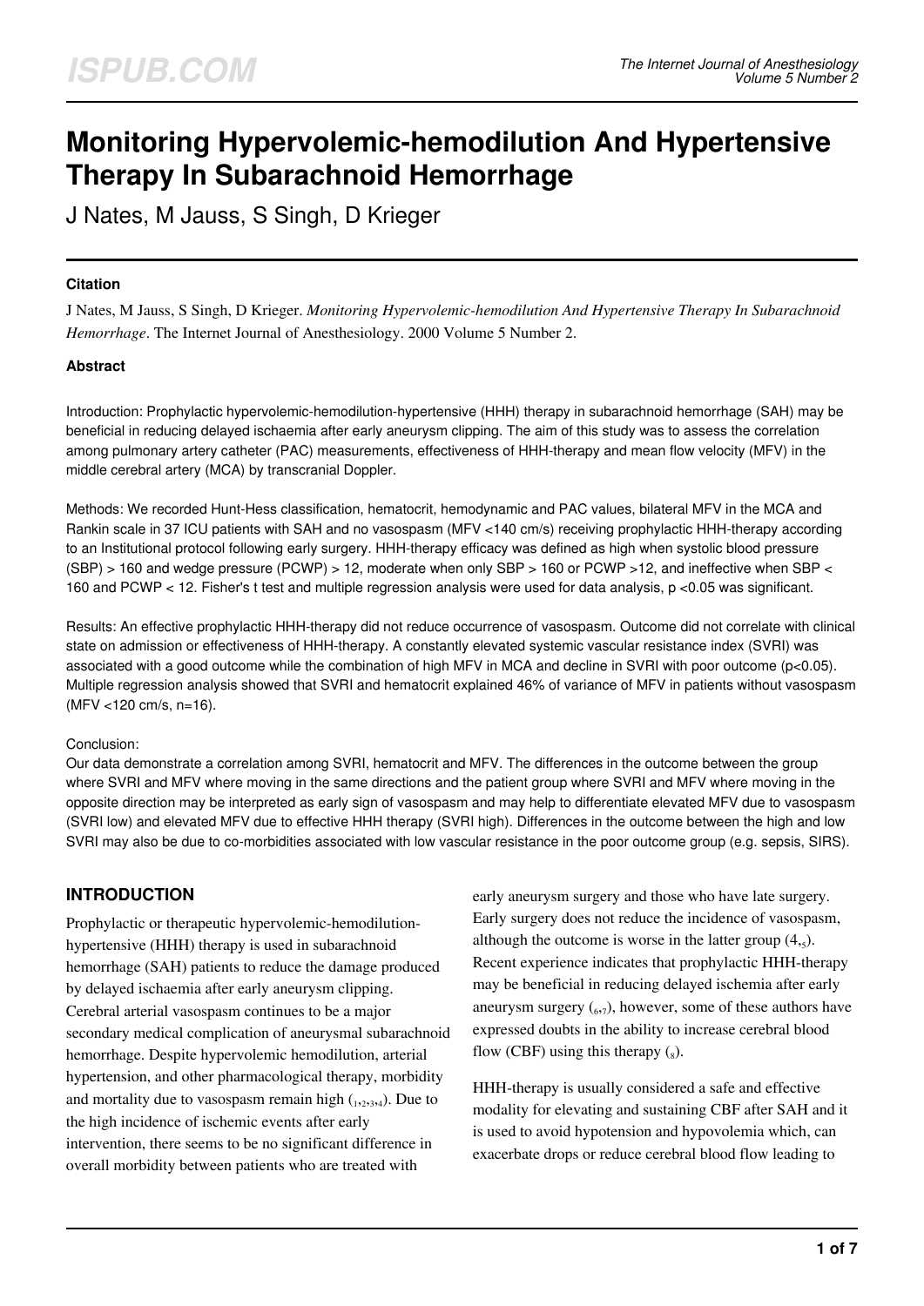# Monitoring Hypervolemic-hemodilution And Hypertensive Therapy In Subarachnoid Hemorrhage

J Nates, M Jauss, S Singh, D Krieger

### Citation

J Nates, M Jauss, S Singh, D Krieger. *Monitoring Hypervolemic-hemodilution And Hypertensive Therapy In Subarachnoid Hemorrhage*. The Internet Journal of Anesthesiology. 2000 Volume 5 Number 2.

### Abstract

Introduction: Prophylactic hypervolemic-hemodilution-hypertensive (HHH) therapy in subarachnoid hemorrhage (SAH) may be beneficial in reducing delayed ischaemia after early aneurysm clipping. The aim of this study was to assess the correlation among pulmonary artery catheter (PAC) measurements, effectiveness of HHH-therapy and mean flow velocity (MFV) in the middle cerebral artery (MCA) by transcranial Doppler.

Methods: We recorded Hunt-Hess classification, hematocrit, hemodynamic and PAC values, bilateral MFV in the MCA and Rankin scale in 37 ICU patients with SAH and no vasospasm (MFV <140 cm/s) receiving prophylactic HHH-therapy according to an Institutional protocol following early surgery. HHH-therapy efficacy was defined as high when systolic blood pressure (SBP) > 160 and wedge pressure (PCWP) > 12, moderate when only SBP > 160 or PCWP >12, and ineffective when SBP < 160 and PCWP < 12. Fisher's t test and multiple regression analysis were used for data analysis, p <0.05 was significant.

Results: An effective prophylactic HHH-therapy did not reduce occurrence of vasospasm. Outcome did not correlate with clinical state on admission or effectiveness of HHH-therapy. A constantly elevated systemic vascular resistance index (SVRI) was associated with a good outcome while the combination of high MFV in MCA and decline in SVRI with poor outcome (p<0.05). Multiple regression analysis showed that SVRI and hematocrit explained 46% of variance of MFV in patients without vasospasm (MFV <120 cm/s, n=16).

Conclusion:

Our data demonstrate a correlation among SVRI, hematocrit and MFV. The differences in the outcome between the group where SVRI and MFV where moving in the same directions and the patient group where SVRI and MFV where moving in the opposite direction may be interpreted as early sign of vasospasm and may help to differentiate elevated MFV due to vasospasm (SVRI low) and elevated MFV due to effective HHH therapy (SVRI high). Differences in the outcome between the high and low SVRI may also be due to co-morbidities associated with low vascular resistance in the poor outcome group (e.g. sepsis, SIRS).

## INTRODUCTION

Prophylactic or therapeutic hypervolemic-hemodilution-hypertensive (HHH) therapy is used in subarachnoid hemorrhage (SAH) patients to reduce the damage produced by delayed ischaemia after early aneurysm clipping. Cerebral arterial vasospasm continues to be a major secondary medical complication of aneurysmal subarachnoid hemorrhage. Despite hypervolemic hemodilution, arterial hypertension, and other pharmacological therapy, morbidity and mortality due to vasospasm remain high (1,2,3,4). Due to the high incidence of ischemic events after early intervention, there seems to be no significant difference in overall morbidity between patients who are treated with early aneurysm surgery and those who have late surgery. Early surgery does not reduce the incidence of vasospasm, although the outcome is worse in the latter group (4,5). Recent experience indicates that prophylactic HHH-therapy may be beneficial in reducing delayed ischemia after early aneurysm surgery (6,7), however, some of these authors have expressed doubts in the ability to increase cerebral blood flow (CBF) using this therapy (8).

HHH-therapy is usually considered a safe and effective modality for elevating and sustaining CBF after SAH and it is used to avoid hypotension and hypovolemia which, can exacerbate drops or reduce cerebral blood flow leading to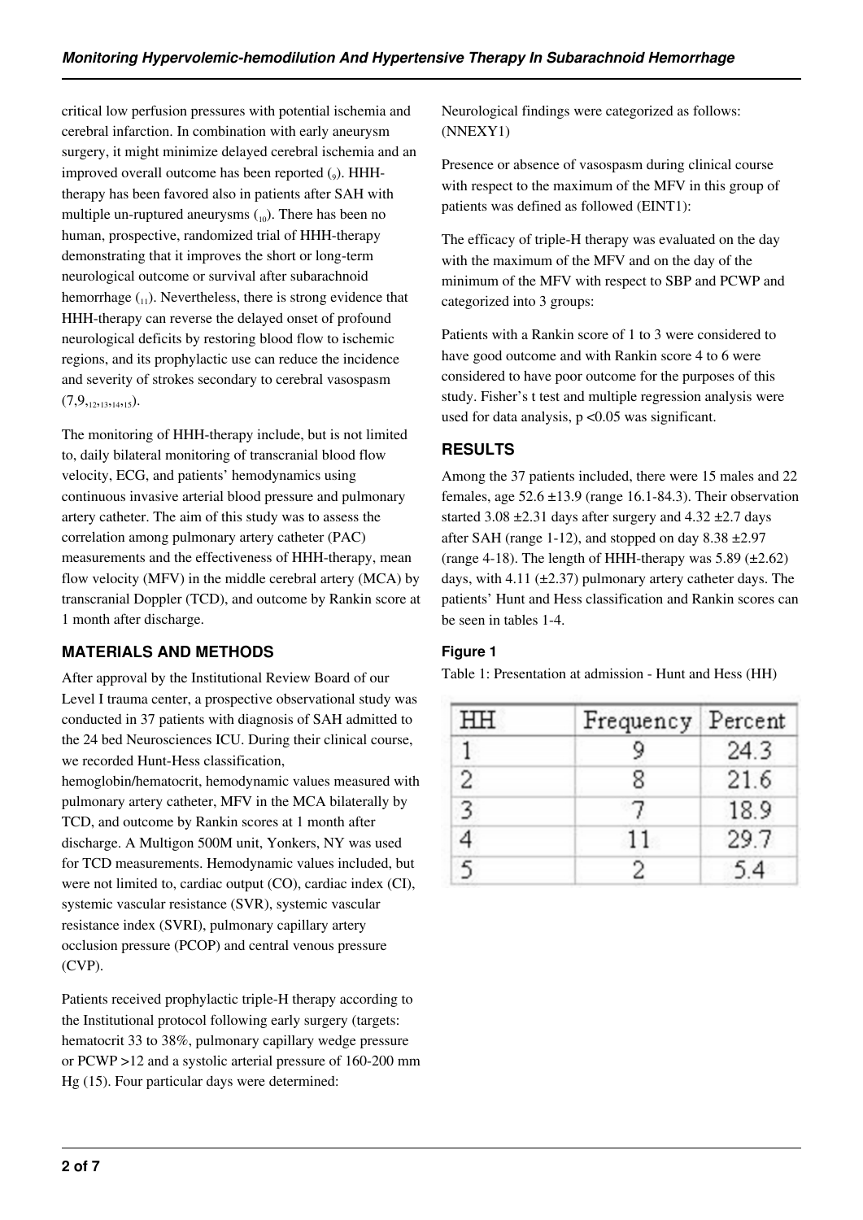critical low perfusion pressures with potential ischemia and cerebral infarction. In combination with early aneurysm surgery, it might minimize delayed cerebral ischemia and an improved overall outcome has been reported (9). HHH-therapy has been favored also in patients after SAH with multiple un-ruptured aneurysms (10). There has been no human, prospective, randomized trial of HHH-therapy demonstrating that it improves the short or long-term neurological outcome or survival after subarachnoid hemorrhage (11). Nevertheless, there is strong evidence that HHH-therapy can reverse the delayed onset of profound neurological deficits by restoring blood flow to ischemic regions, and its prophylactic use can reduce the incidence and severity of strokes secondary to cerebral vasospasm (7,9,12,13,14,15).

The monitoring of HHH-therapy include, but is not limited to, daily bilateral monitoring of transcranial blood flow velocity, ECG, and patients' hemodynamics using continuous invasive arterial blood pressure and pulmonary artery catheter. The aim of this study was to assess the correlation among pulmonary artery catheter (PAC) measurements and the effectiveness of HHH-therapy, mean flow velocity (MFV) in the middle cerebral artery (MCA) by transcranial Doppler (TCD), and outcome by Rankin score at 1 month after discharge.

## MATERIALS AND METHODS

After approval by the Institutional Review Board of our Level I trauma center, a prospective observational study was conducted in 37 patients with diagnosis of SAH admitted to the 24 bed Neurosciences ICU. During their clinical course, we recorded Hunt-Hess classification, hemoglobin/hematocrit, hemodynamic values measured with pulmonary artery catheter, MFV in the MCA bilaterally by TCD, and outcome by Rankin scores at 1 month after discharge. A Multigon 500M unit, Yonkers, NY was used for TCD measurements. Hemodynamic values included, but were not limited to, cardiac output (CO), cardiac index (CI), systemic vascular resistance (SVR), systemic vascular resistance index (SVRI), pulmonary capillary artery occlusion pressure (PCOP) and central venous pressure (CVP).

Patients received prophylactic triple-H therapy according to the Institutional protocol following early surgery (targets: hematocrit 33 to 38%, pulmonary capillary wedge pressure or PCWP >12 and a systolic arterial pressure of 160-200 mm Hg (15). Four particular days were determined:

Neurological findings were categorized as follows: (NNEXY1)

Presence or absence of vasospasm during clinical course with respect to the maximum of the MFV in this group of patients was defined as followed (EINT1):

The efficacy of triple-H therapy was evaluated on the day with the maximum of the MFV and on the day of the minimum of the MFV with respect to SBP and PCWP and categorized into 3 groups:

Patients with a Rankin score of 1 to 3 were considered to have good outcome and with Rankin score 4 to 6 were considered to have poor outcome for the purposes of this study. Fisher's t test and multiple regression analysis were used for data analysis, $p < 0.05$ was significant.

## RESULTS

Among the 37 patients included, there were 15 males and 22 females, age 52.6 ±13.9 (range 16.1-84.3). Their observation started 3.08 ±2.31 days after surgery and 4.32 ±2.7 days after SAH (range 1-12), and stopped on day 8.38 ±2.97 (range 4-18). The length of HHH-therapy was 5.89 (±2.62) days, with 4.11 (±2.37) pulmonary artery catheter days. The patients' Hunt and Hess classification and Rankin scores can be seen in tables 1-4.

### Figure 1

Table 1: Presentation at admission - Hunt and Hess (HH)

| HH | Frequency | Percent |
|---|---|---|
| 1 | 9 | 24.3 |
| 2 | 8 | 21.6 |
| 3 | 7 | 18.9 |
| 4 | 11 | 29.7 |
| 5 | 2 | 5.4 |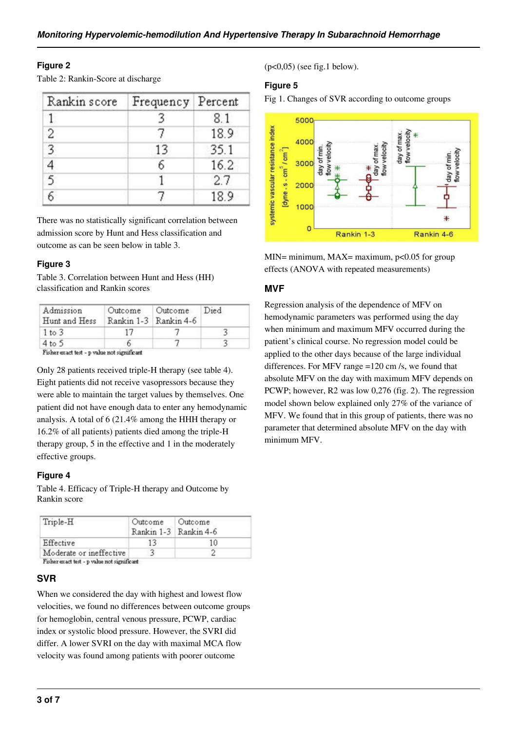### Figure 2

Table 2: Rankin-Score at discharge

| Rankin score | Frequency | Percent |
|---|---|---|
| 1 | 3 | 8.1 |
| 2 | 7 | 18.9 |
| 3 | 13 | 35.1 |
| 4 | 6 | 16.2 |
| 5 | 1 | 2.7 |
| 6 | 7 | 18.9 |

There was no statistically significant correlation between admission score by Hunt and Hess classification and outcome as can be seen below in table 3.

### Figure 3

Table 3. Correlation between Hunt and Hess (HH) classification and Rankin scores

| Admission Hunt and Hess | Outcome Rankin 1-3 | Outcome Rankin 4-6 | Died |
|---|---|---|---|
| 1 to 3 | 17 | 7 | 3 |
| 4 to 5 | 6 | 7 | 3 |

Fisher exact test - p value not significant

Only 28 patients received triple-H therapy (see table 4). Eight patients did not receive vasopressors because they were able to maintain the target values by themselves. One patient did not have enough data to enter any hemodynamic analysis. A total of 6 (21.4% among the HHH therapy or 16.2% of all patients) patients died among the triple-H therapy group, 5 in the effective and 1 in the moderately effective groups.

### Figure 4

Table 4. Efficacy of Triple-H therapy and Outcome by Rankin score

| Triple-H | Outcome Rankin 1-3 | Outcome Rankin 4-6 |
|---|---|---|
| Effective | 13 | 10 |
| Moderate or ineffective | 3 | 2 |

Fisher exact test - p value not significant

## SVR

When we considered the day with highest and lowest flow velocities, we found no differences between outcome groups for hemoglobin, central venous pressure, PCWP, cardiac index or systolic blood pressure. However, the SVRI did differ. A lower SVRI on the day with maximal MCA flow velocity was found among patients with poorer outcome ($p<0,05$) (see fig.1 below).

### Figure 5

Fig 1. Changes of SVR according to outcome groups

MIN= minimum, MAX= maximum, $p<0.05$ for group effects (ANOVA with repeated measurements)

## MVF

Regression analysis of the dependence of MFV on hemodynamic parameters was performed using the day when minimum and maximum MFV occurred during the patient's clinical course. No regression model could be applied to the other days because of the large individual differences. For MFV range =120 cm /s, we found that absolute MFV on the day with maximum MFV depends on PCWP; however, R2 was low 0,276 (fig. 2). The regression model shown below explained only 27% of the variance of MFV. We found that in this group of patients, there was no parameter that determined absolute MFV on the day with minimum MFV.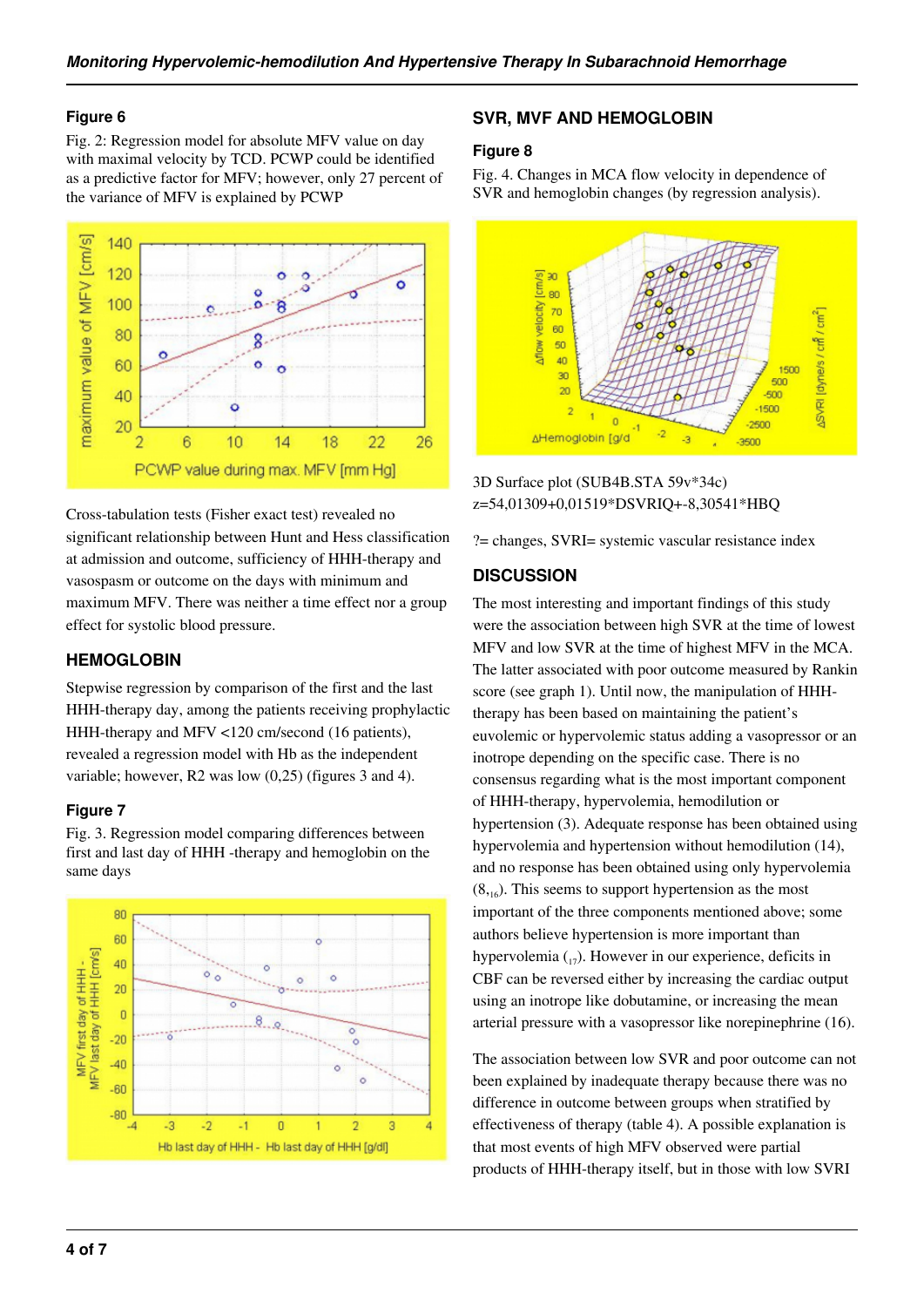### Figure 6

Fig. 2: Regression model for absolute MFV value on day with maximal velocity by TCD. PCWP could be identified as a predictive factor for MFV; however, only 27 percent of the variance of MFV is explained by PCWP

Cross-tabulation tests (Fisher exact test) revealed no significant relationship between Hunt and Hess classification at admission and outcome, sufficiency of HHH-therapy and vasospasm or outcome on the days with minimum and maximum MFV. There was neither a time effect nor a group effect for systolic blood pressure.

## HEMOGLOBIN

Stepwise regression by comparison of the first and the last HHH-therapy day, among the patients receiving prophylactic HHH-therapy and MFV <120 cm/second (16 patients), revealed a regression model with Hb as the independent variable; however, R2 was low (0,25) (figures 3 and 4).

### Figure 7

Fig. 3. Regression model comparing differences between first and last day of HHH -therapy and hemoglobin on the same days

## SVR, MVF AND HEMOGLOBIN

### Figure 8

Fig. 4. Changes in MCA flow velocity in dependence of SVR and hemoglobin changes (by regression analysis).

3D Surface plot (SUB4B.STA 59v*34c)
z=54,01309+0,01519*DSVRIQ+-8,30541*HBQ

?= changes, SVRI= systemic vascular resistance index

## DISCUSSION

The most interesting and important findings of this study were the association between high SVR at the time of lowest MFV and low SVR at the time of highest MFV in the MCA. The latter associated with poor outcome measured by Rankin score (see graph 1). Until now, the manipulation of HHH-therapy has been based on maintaining the patient's euvolemic or hypervolemic status adding a vasopressor or an inotrope depending on the specific case. There is no consensus regarding what is the most important component of HHH-therapy, hypervolemia, hemodilution or hypertension (3). Adequate response has been obtained using hypervolemia and hypertension without hemodilution (14), and no response has been obtained using only hypervolemia (8,[16]). This seems to support hypertension as the most important of the three components mentioned above; some authors believe hypertension is more important than hypervolemia ([17]). However in our experience, deficits in CBF can be reversed either by increasing the cardiac output using an inotrope like dobutamine, or increasing the mean arterial pressure with a vasopressor like norepinephrine (16).

The association between low SVR and poor outcome can not been explained by inadequate therapy because there was no difference in outcome between groups when stratified by effectiveness of therapy (table 4). A possible explanation is that most events of high MFV observed were partial products of HHH-therapy itself, but in those with low SVRI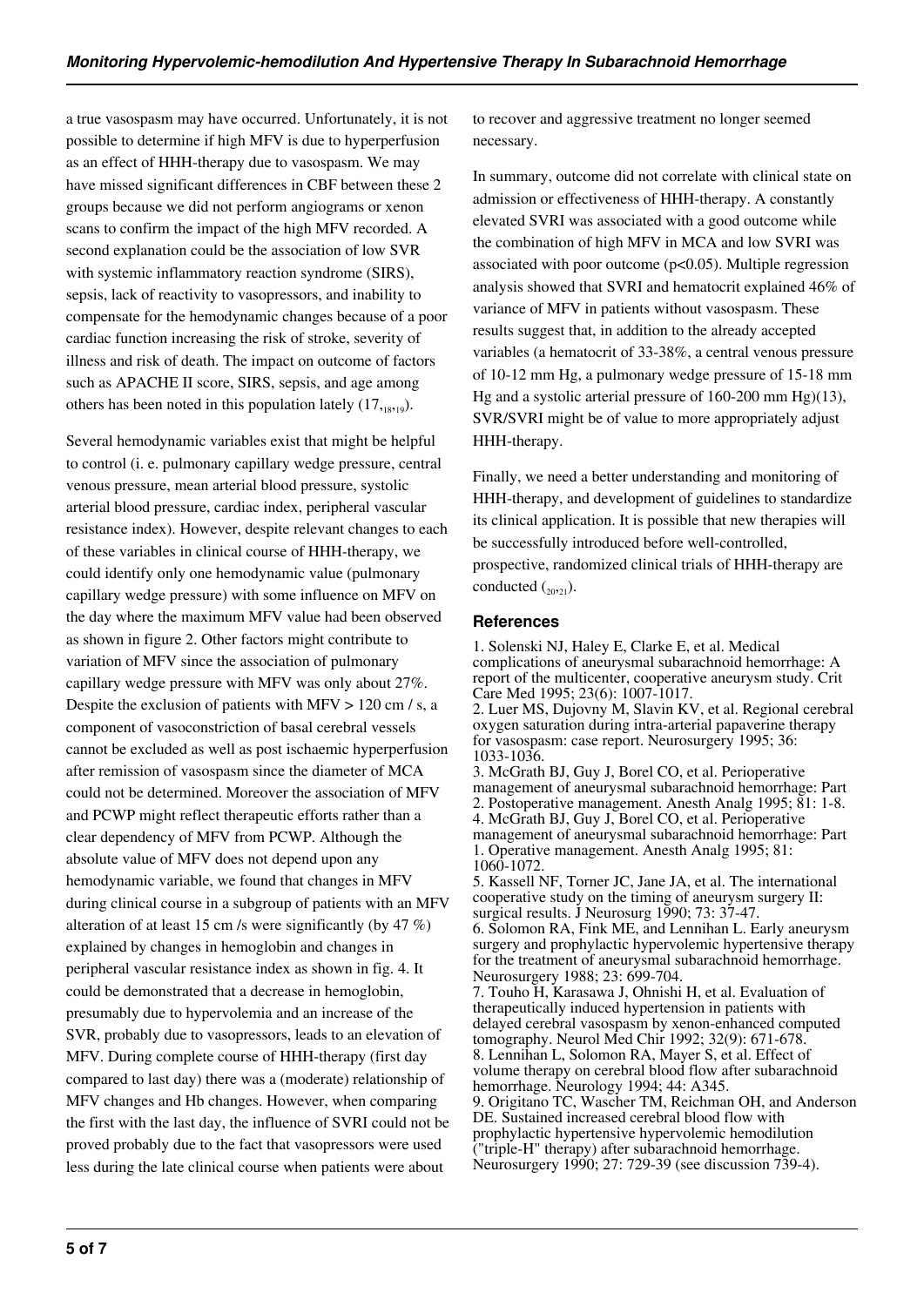a true vasospasm may have occurred. Unfortunately, it is not possible to determine if high MFV is due to hyperperfusion as an effect of HHH-therapy due to vasospasm. We may have missed significant differences in CBF between these 2 groups because we did not perform angiograms or xenon scans to confirm the impact of the high MFV recorded. A second explanation could be the association of low SVR with systemic inflammatory reaction syndrome (SIRS), sepsis, lack of reactivity to vasopressors, and inability to compensate for the hemodynamic changes because of a poor cardiac function increasing the risk of stroke, severity of illness and risk of death. The impact on outcome of factors such as APACHE II score, SIRS, sepsis, and age among others has been noted in this population lately (17,[18],[19]).

Several hemodynamic variables exist that might be helpful to control (i. e. pulmonary capillary wedge pressure, central venous pressure, mean arterial blood pressure, systolic arterial blood pressure, cardiac index, peripheral vascular resistance index). However, despite relevant changes to each of these variables in clinical course of HHH-therapy, we could identify only one hemodynamic value (pulmonary capillary wedge pressure) with some influence on MFV on the day where the maximum MFV value had been observed as shown in figure 2. Other factors might contribute to variation of MFV since the association of pulmonary capillary wedge pressure with MFV was only about 27%. Despite the exclusion of patients with MFV > 120 cm / s, a component of vasoconstriction of basal cerebral vessels cannot be excluded as well as post ischaemic hyperperfusion after remission of vasospasm since the diameter of MCA could not be determined. Moreover the association of MFV and PCWP might reflect therapeutic efforts rather than a clear dependency of MFV from PCWP. Although the absolute value of MFV does not depend upon any hemodynamic variable, we found that changes in MFV during clinical course in a subgroup of patients with an MFV alteration of at least 15 cm /s were significantly (by 47 %) explained by changes in hemoglobin and changes in peripheral vascular resistance index as shown in fig. 4. It could be demonstrated that a decrease in hemoglobin, presumably due to hypervolemia and an increase of the SVR, probably due to vasopressors, leads to an elevation of MFV. During complete course of HHH-therapy (first day compared to last day) there was a (moderate) relationship of MFV changes and Hb changes. However, when comparing the first with the last day, the influence of SVRI could not be proved probably due to the fact that vasopressors were used less during the late clinical course when patients were about to recover and aggressive treatment no longer seemed necessary.

In summary, outcome did not correlate with clinical state on admission or effectiveness of HHH-therapy. A constantly elevated SVRI was associated with a good outcome while the combination of high MFV in MCA and low SVRI was associated with poor outcome ($p<0.05$). Multiple regression analysis showed that SVRI and hematocrit explained 46% of variance of MFV in patients without vasospasm. These results suggest that, in addition to the already accepted variables (a hematocrit of 33-38%, a central venous pressure of 10-12 mm Hg, a pulmonary wedge pressure of 15-18 mm Hg and a systolic arterial pressure of 160-200 mm Hg)(13), SVR/SVRI might be of value to more appropriately adjust HHH-therapy.

Finally, we need a better understanding and monitoring of HHH-therapy, and development of guidelines to standardize its clinical application. It is possible that new therapies will be successfully introduced before well-controlled, prospective, randomized clinical trials of HHH-therapy are conducted ([20],[21]).

## References

1. Solenski NJ, Haley E, Clarke E, et al. Medical complications of aneurysmal subarachnoid hemorrhage: A report of the multicenter, cooperative aneurysm study. Crit Care Med 1995; 23(6): 1007-1017.
2. Luer MS, Dujovny M, Slavin KV, et al. Regional cerebral oxygen saturation during intra-arterial papaverine therapy for vasospasm: case report. Neurosurgery 1995; 36: 1033-1036.
3. McGrath BJ, Guy J, Borel CO, et al. Perioperative management of aneurysmal subarachnoid hemorrhage: Part 2. Postoperative management. Anesth Analg 1995; 81: 1-8.
4. McGrath BJ, Guy J, Borel CO, et al. Perioperative management of aneurysmal subarachnoid hemorrhage: Part 1. Operative management. Anesth Analg 1995; 81: 1060-1072.
5. Kassell NF, Torner JC, Jane JA, et al. The international cooperative study on the timing of aneurysm surgery II: surgical results. J Neurosurg 1990; 73: 37-47.
6. Solomon RA, Fink ME, and Lennihan L. Early aneurysm surgery and prophylactic hypervolemic hypertensive therapy for the treatment of aneurysmal subarachnoid hemorrhage. Neurosurgery 1988; 23: 699-704.
7. Touho H, Karasawa J, Ohnishi H, et al. Evaluation of therapeutically induced hypertension in patients with delayed cerebral vasospasm by xenon-enhanced computed tomography. Neurol Med Chir 1992; 32(9): 671-678.
8. Lennihan L, Solomon RA, Mayer S, et al. Effect of volume therapy on cerebral blood flow after subarachnoid hemorrhage. Neurology 1994; 44: A345.
9. Origitano TC, Wascher TM, Reichman OH, and Anderson DE. Sustained increased cerebral blood flow with prophylactic hypertensive hypervolemic hemodilution ("triple-H" therapy) after subarachnoid hemorrhage. Neurosurgery 1990; 27: 729-39 (see discussion 739-4).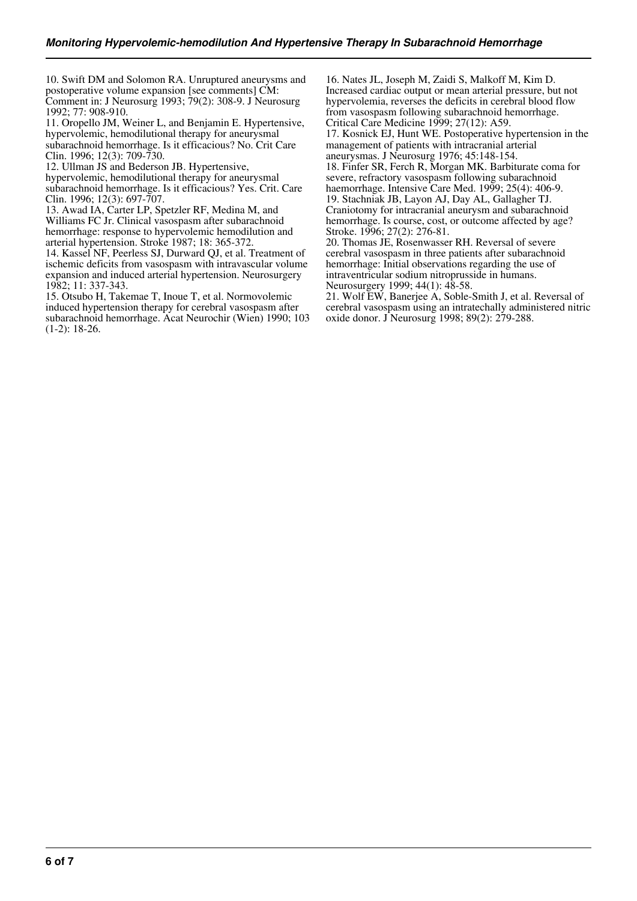10. Swift DM and Solomon RA. Unruptured aneurysms and postoperative volume expansion [see comments] CM: Comment in: J Neurosurg 1993; 79(2): 308-9. J Neurosurg 1992; 77: 908-910.

11. Oropello JM, Weiner L, and Benjamin E. Hypertensive, hypervolemic, hemodilutional therapy for aneurysmal subarachnoid hemorrhage. Is it efficacious? No. Crit Care Clin. 1996; 12(3): 709-730.

12. Ullman JS and Bederson JB. Hypertensive, hypervolemic, hemodilutional therapy for aneurysmal subarachnoid hemorrhage. Is it efficacious? Yes. Crit. Care Clin. 1996; 12(3): 697-707.

13. Awad IA, Carter LP, Spetzler RF, Medina M, and Williams FC Jr. Clinical vasospasm after subarachnoid hemorrhage: response to hypervolemic hemodilution and arterial hypertension. Stroke 1987; 18: 365-372.

14. Kassel NF, Peerless SJ, Durward QJ, et al. Treatment of ischemic deficits from vasospasm with intravascular volume expansion and induced arterial hypertension. Neurosurgery 1982; 11: 337-343.

15. Otsubo H, Takemae T, Inoue T, et al. Normovolemic induced hypertension therapy for cerebral vasospasm after subarachnoid hemorrhage. Acat Neurochir (Wien) 1990; 103 (1-2): 18-26.

16. Nates JL, Joseph M, Zaidi S, Malkoff M, Kim D. Increased cardiac output or mean arterial pressure, but not hypervolemia, reverses the deficits in cerebral blood flow from vasospasm following subarachnoid hemorrhage. Critical Care Medicine 1999; 27(12): A59.

17. Kosnick EJ, Hunt WE. Postoperative hypertension in the management of patients with intracranial arterial aneurysmas. J Neurosurg 1976; 45:148-154.

18. Finfer SR, Ferch R, Morgan MK. Barbiturate coma for severe, refractory vasospasm following subarachnoid haemorrhage. Intensive Care Med. 1999; 25(4): 406-9.

19. Stachniak JB, Layon AJ, Day AL, Gallagher TJ. Craniotomy for intracranial aneurysm and subarachnoid hemorrhage. Is course, cost, or outcome affected by age? Stroke. 1996; 27(2): 276-81.

20. Thomas JE, Rosenwasser RH. Reversal of severe cerebral vasospasm in three patients after subarachnoid hemorrhage: Initial observations regarding the use of intraventricular sodium nitroprusside in humans. Neurosurgery 1999; 44(1): 48-58.

21. Wolf EW, Banerjee A, Soble-Smith J, et al. Reversal of cerebral vasospasm using an intratechally administered nitric oxide donor. J Neurosurg 1998; 89(2): 279-288.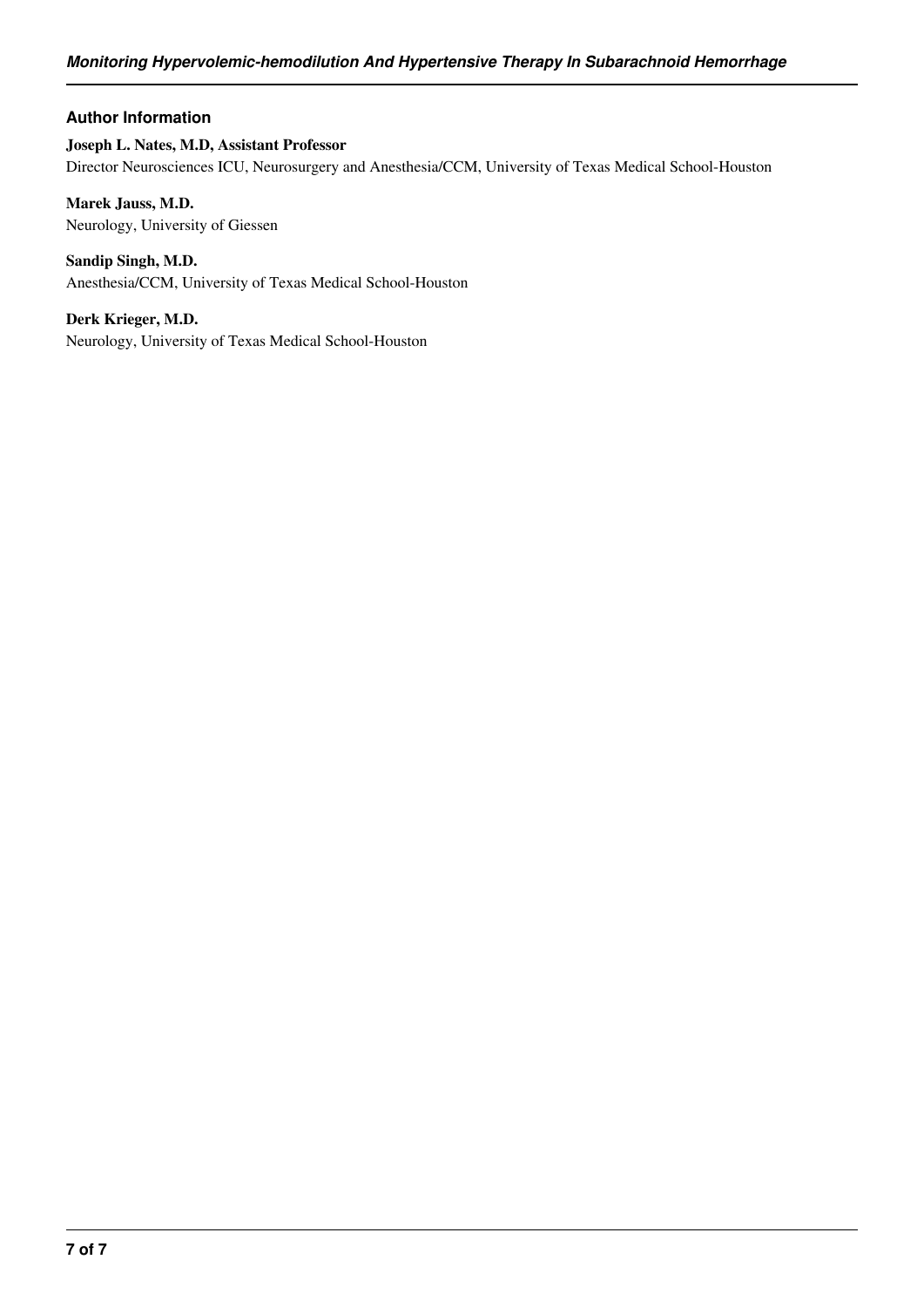## Author Information

**Joseph L. Nates, M.D, Assistant Professor**
Director Neurosciences ICU, Neurosurgery and Anesthesia/CCM, University of Texas Medical School-Houston

**Marek Jauss, M.D.**
Neurology, University of Giessen

**Sandip Singh, M.D.**
Anesthesia/CCM, University of Texas Medical School-Houston

**Derk Krieger, M.D.**
Neurology, University of Texas Medical School-Houston